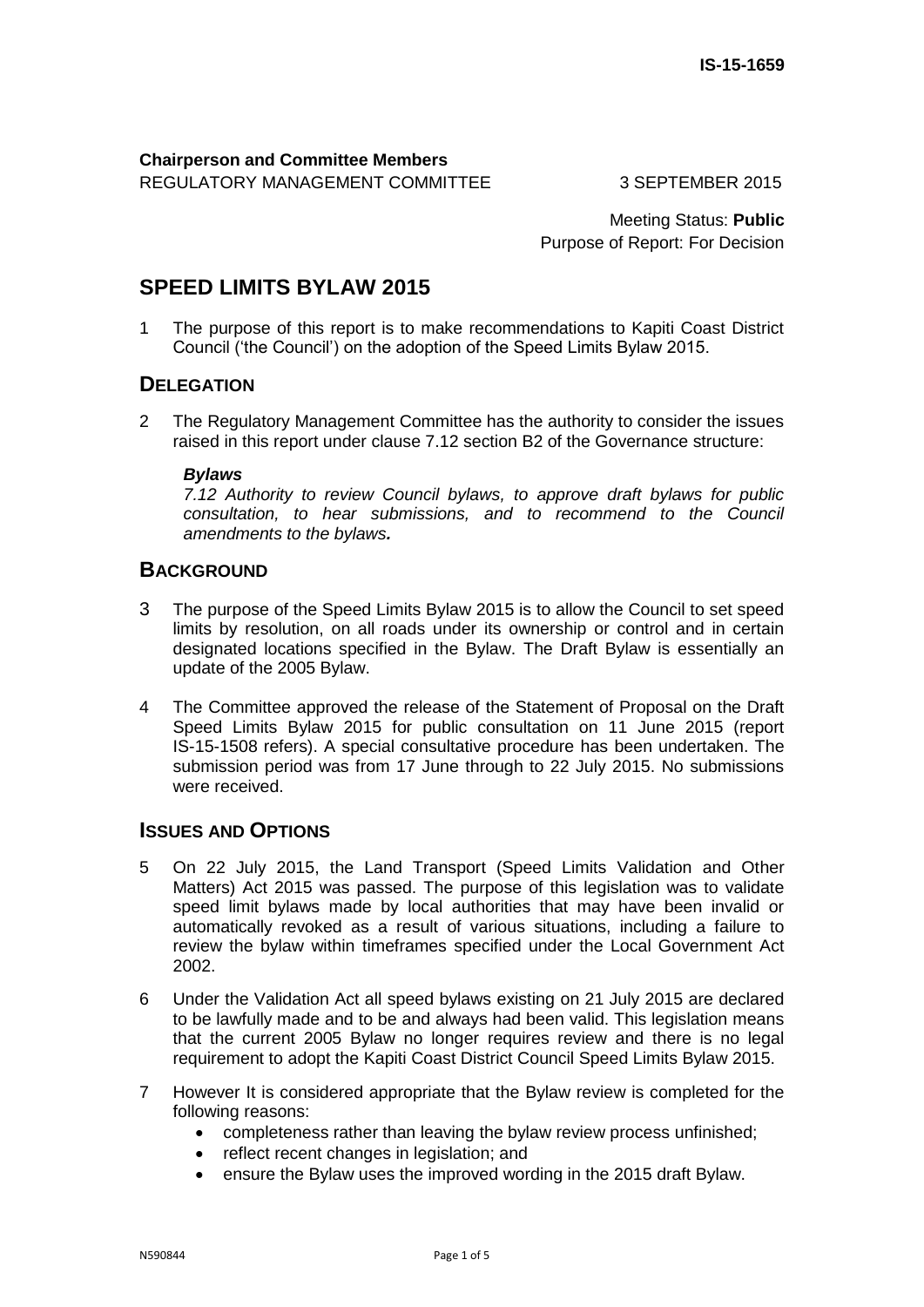IS-15-1659

**Chairperson and Committee Members**
REGULATORY MANAGEMENT COMMITTEE 3 SEPTEMBER 2015

Meeting Status: **Public**
Purpose of Report: For Decision

# SPEED LIMITS BYLAW 2015

1 The purpose of this report is to make recommendations to Kapiti Coast District Council ('the Council') on the adoption of the Speed Limits Bylaw 2015.

## DELEGATION

2 The Regulatory Management Committee has the authority to consider the issues raised in this report under clause 7.12 section B2 of the Governance structure:

> ***Bylaws***
> *7.12 Authority to review Council bylaws, to approve draft bylaws for public consultation, to hear submissions, and to recommend to the Council amendments to the bylaws.*

## BACKGROUND

3 The purpose of the Speed Limits Bylaw 2015 is to allow the Council to set speed limits by resolution, on all roads under its ownership or control and in certain designated locations specified in the Bylaw. The Draft Bylaw is essentially an update of the 2005 Bylaw.

4 The Committee approved the release of the Statement of Proposal on the Draft Speed Limits Bylaw 2015 for public consultation on 11 June 2015 (report IS-15-1508 refers). A special consultative procedure has been undertaken. The submission period was from 17 June through to 22 July 2015. No submissions were received.

## ISSUES AND OPTIONS

5 On 22 July 2015, the Land Transport (Speed Limits Validation and Other Matters) Act 2015 was passed. The purpose of this legislation was to validate speed limit bylaws made by local authorities that may have been invalid or automatically revoked as a result of various situations, including a failure to review the bylaw within timeframes specified under the Local Government Act 2002.

6 Under the Validation Act all speed bylaws existing on 21 July 2015 are declared to be lawfully made and to be and always had been valid. This legislation means that the current 2005 Bylaw no longer requires review and there is no legal requirement to adopt the Kapiti Coast District Council Speed Limits Bylaw 2015.

7 However It is considered appropriate that the Bylaw review is completed for the following reasons:
- completeness rather than leaving the bylaw review process unfinished;
- reflect recent changes in legislation; and
- ensure the Bylaw uses the improved wording in the 2015 draft Bylaw.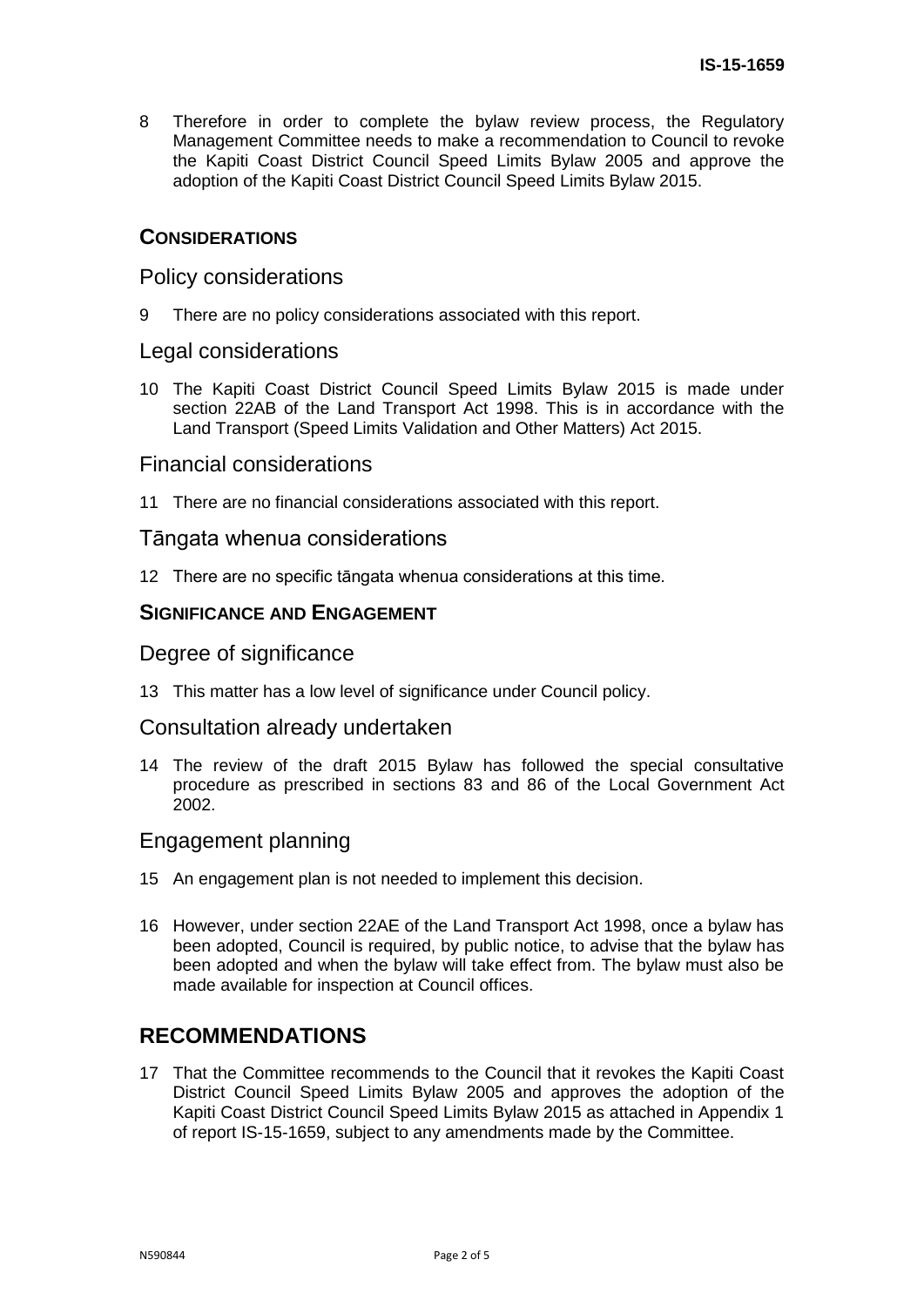8 Therefore in order to complete the bylaw review process, the Regulatory Management Committee needs to make a recommendation to Council to revoke the Kapiti Coast District Council Speed Limits Bylaw 2005 and approve the adoption of the Kapiti Coast District Council Speed Limits Bylaw 2015.

## CONSIDERATIONS

### Policy considerations

9 There are no policy considerations associated with this report.

### Legal considerations

10 The Kapiti Coast District Council Speed Limits Bylaw 2015 is made under section 22AB of the Land Transport Act 1998. This is in accordance with the Land Transport (Speed Limits Validation and Other Matters) Act 2015.

### Financial considerations

11 There are no financial considerations associated with this report.

### Tāngata whenua considerations

12 There are no specific tāngata whenua considerations at this time.

## SIGNIFICANCE AND ENGAGEMENT

### Degree of significance

13 This matter has a low level of significance under Council policy.

### Consultation already undertaken

14 The review of the draft 2015 Bylaw has followed the special consultative procedure as prescribed in sections 83 and 86 of the Local Government Act 2002.

### Engagement planning

15 An engagement plan is not needed to implement this decision.

16 However, under section 22AE of the Land Transport Act 1998, once a bylaw has been adopted, Council is required, by public notice, to advise that the bylaw has been adopted and when the bylaw will take effect from. The bylaw must also be made available for inspection at Council offices.

# RECOMMENDATIONS

17 That the Committee recommends to the Council that it revokes the Kapiti Coast District Council Speed Limits Bylaw 2005 and approves the adoption of the Kapiti Coast District Council Speed Limits Bylaw 2015 as attached in Appendix 1 of report IS-15-1659, subject to any amendments made by the Committee.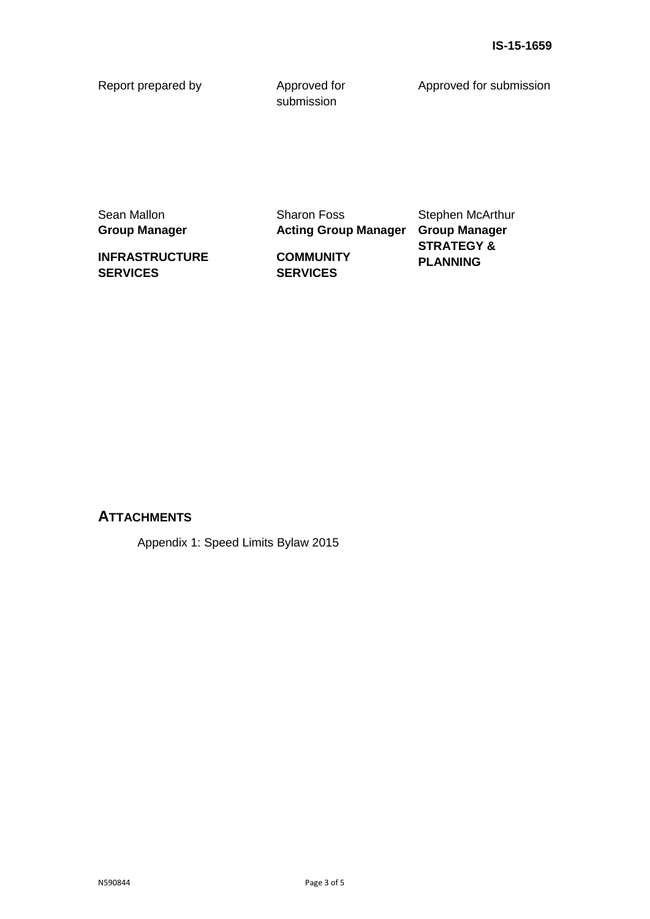IS-15-1659

| Report prepared by | Approved for submission | Approved for submission |
| --- | --- | --- |
| Sean Mallon<br>**Group Manager**<br>**INFRASTRUCTURE SERVICES** | Sharon Foss<br>**Acting Group Manager**<br>**COMMUNITY SERVICES** | Stephen McArthur<br>**Group Manager**<br>**STRATEGY & PLANNING** |

## ATTACHMENTS

Appendix 1: Speed Limits Bylaw 2015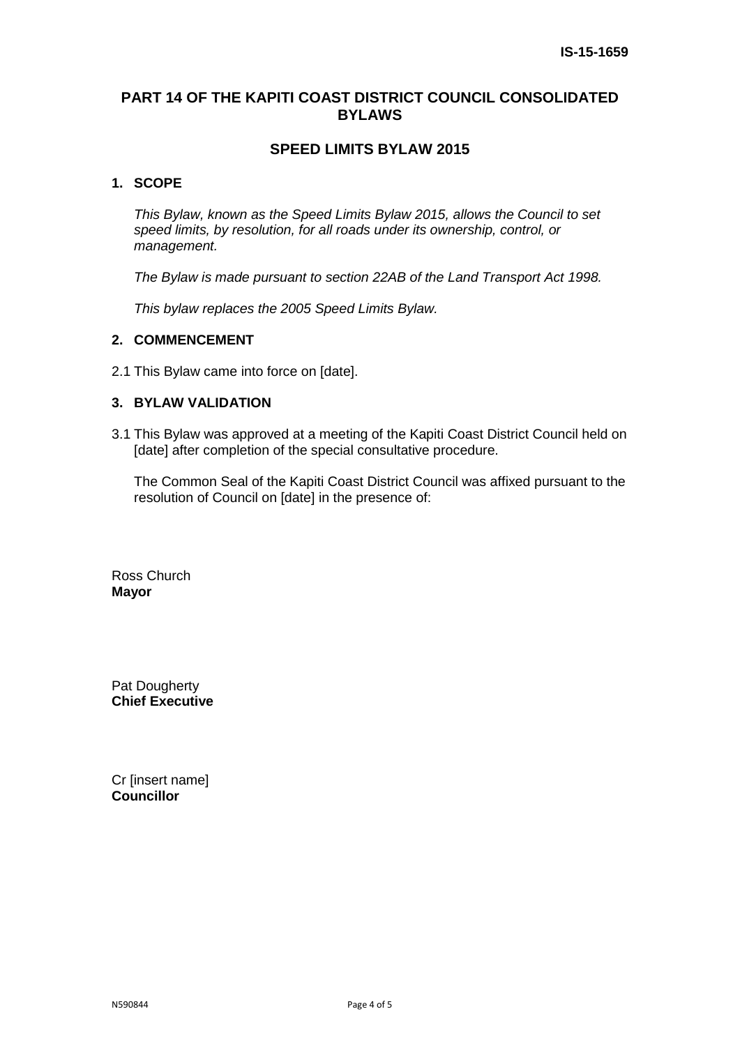**IS-15-1659**

# PART 14 OF THE KAPITI COAST DISTRICT COUNCIL CONSOLIDATED BYLAWS

## SPEED LIMITS BYLAW 2015

### 1. SCOPE

*This Bylaw, known as the Speed Limits Bylaw 2015, allows the Council to set speed limits, by resolution, for all roads under its ownership, control, or management.*

*The Bylaw is made pursuant to section 22AB of the Land Transport Act 1998.*

*This bylaw replaces the 2005 Speed Limits Bylaw.*

### 2. COMMENCEMENT

2.1 This Bylaw came into force on [date].

### 3. BYLAW VALIDATION

3.1 This Bylaw was approved at a meeting of the Kapiti Coast District Council held on [date] after completion of the special consultative procedure.

The Common Seal of the Kapiti Coast District Council was affixed pursuant to the resolution of Council on [date] in the presence of:

Ross Church
**Mayor**

Pat Dougherty
**Chief Executive**

Cr [insert name]
**Councillor**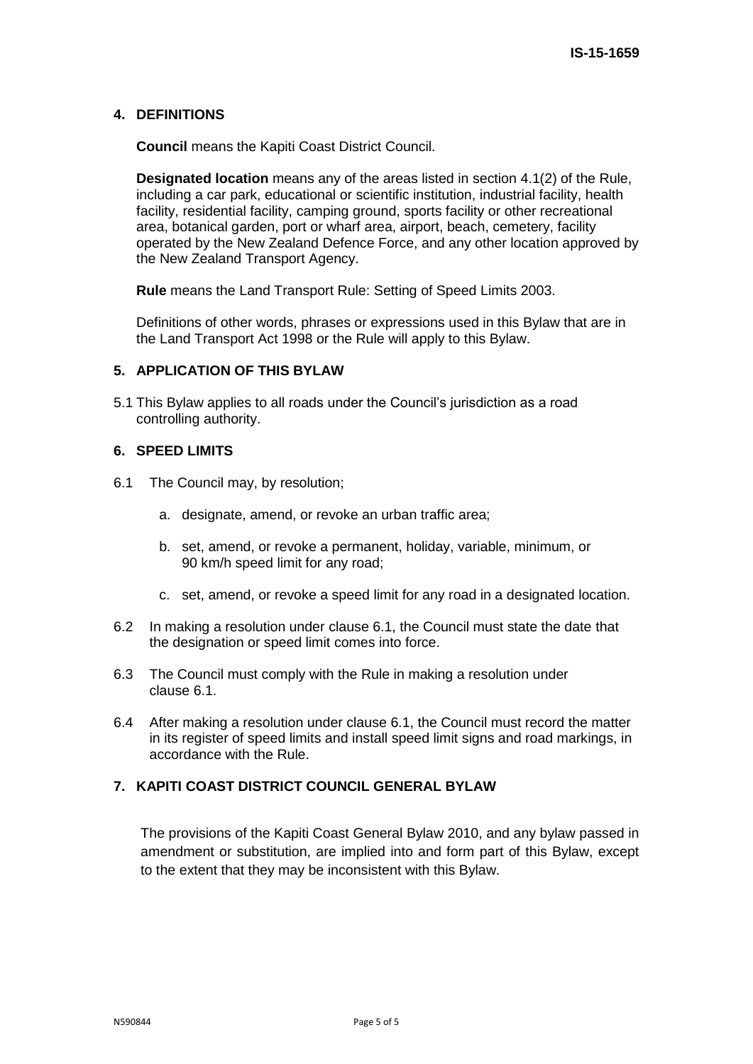## 4. DEFINITIONS

**Council** means the Kapiti Coast District Council.

**Designated location** means any of the areas listed in section 4.1(2) of the Rule, including a car park, educational or scientific institution, industrial facility, health facility, residential facility, camping ground, sports facility or other recreational area, botanical garden, port or wharf area, airport, beach, cemetery, facility operated by the New Zealand Defence Force, and any other location approved by the New Zealand Transport Agency.

**Rule** means the Land Transport Rule: Setting of Speed Limits 2003.

Definitions of other words, phrases or expressions used in this Bylaw that are in the Land Transport Act 1998 or the Rule will apply to this Bylaw.

## 5. APPLICATION OF THIS BYLAW

5.1 This Bylaw applies to all roads under the Council's jurisdiction as a road controlling authority.

## 6. SPEED LIMITS

6.1 The Council may, by resolution;

a. designate, amend, or revoke an urban traffic area;

b. set, amend, or revoke a permanent, holiday, variable, minimum, or 90 km/h speed limit for any road;

c. set, amend, or revoke a speed limit for any road in a designated location.

6.2 In making a resolution under clause 6.1, the Council must state the date that the designation or speed limit comes into force.

6.3 The Council must comply with the Rule in making a resolution under clause 6.1.

6.4 After making a resolution under clause 6.1, the Council must record the matter in its register of speed limits and install speed limit signs and road markings, in accordance with the Rule.

## 7. KAPITI COAST DISTRICT COUNCIL GENERAL BYLAW

The provisions of the Kapiti Coast General Bylaw 2010, and any bylaw passed in amendment or substitution, are implied into and form part of this Bylaw, except to the extent that they may be inconsistent with this Bylaw.